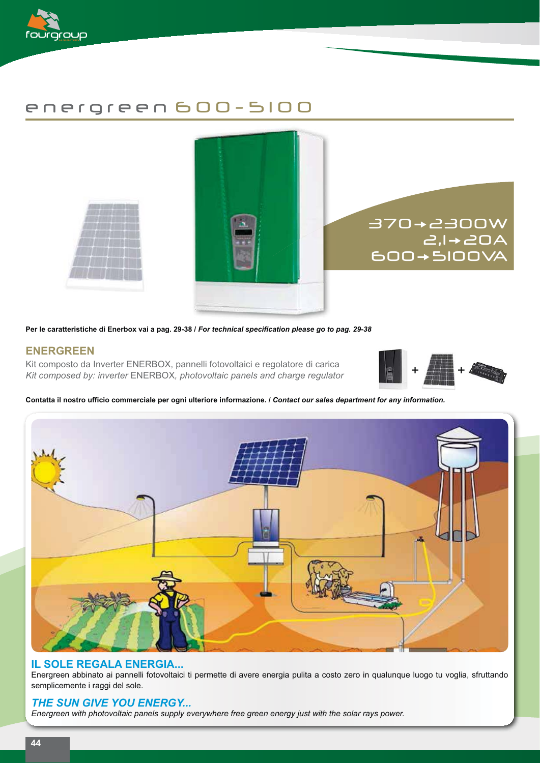# energreen 600-5100

370→2300W
2,1→20A
600→5100VA

**Per le caratteristiche di Enerbox vai a pag. 29-38 / *For technical specification please go to pag. 29-38***

## ENERGREEN

Kit composto da Inverter ENERBOX, pannelli fotovoltaici e regolatore di carica
*Kit composed by: inverter* ENERBOX, *photovoltaic panels and charge regulator*

**Contatta il nostro ufficio commerciale per ogni ulteriore informazione. / *Contact our sales department for any information.***

## IL SOLE REGALA ENERGIA...

Energreen abbinato ai pannelli fotovoltaici ti permette di avere energia pulita a costo zero in qualunque luogo tu voglia, sfruttando semplicemente i raggi del sole.

## *THE SUN GIVE YOU ENERGY...*

*Energreen with photovoltaic panels supply everywhere free green energy just with the solar rays power.*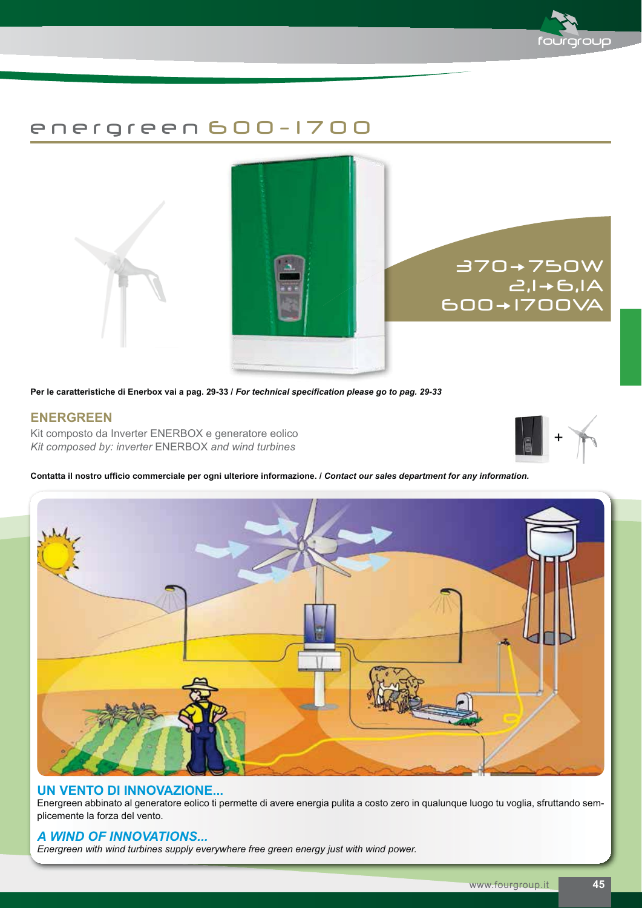# energreen 600-1700

370→750W
2,1→6,1A
600→1700VA

**Per le caratteristiche di Enerbox vai a pag. 29-33 /** ***For technical specification please go to pag. 29-33***

## ENERGREEN

Kit composto da Inverter ENERBOX e generatore eolico
*Kit composed by: inverter* ENERBOX *and wind turbines*

**Contatta il nostro ufficio commerciale per ogni ulteriore informazione. /** ***Contact our sales department for any information.***

## UN VENTO DI INNOVAZIONE...

Energreen abbinato al generatore eolico ti permette di avere energia pulita a costo zero in qualunque luogo tu voglia, sfruttando semplicemente la forza del vento.

## *A WIND OF INNOVATIONS...*

*Energreen with wind turbines supply everywhere free green energy just with wind power.*